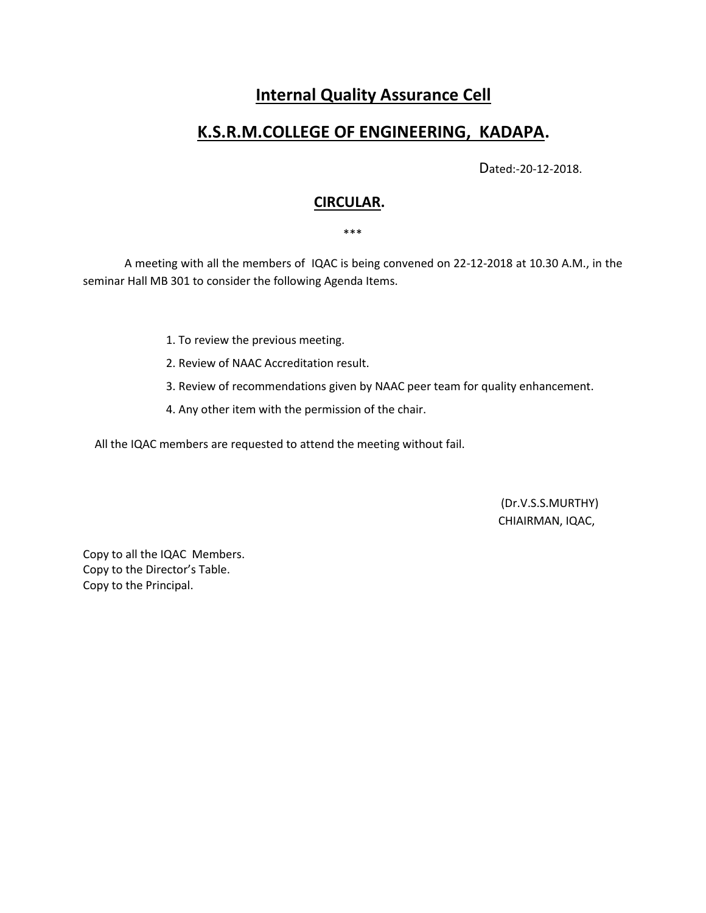# Internal Quality Assurance Cell

# K.S.R.M.COLLEGE OF ENGINEERING, KADAPA.

Dated:-20-12-2018.

## CIRCULAR.

***

A meeting with all the members of IQAC is being convened on 22-12-2018 at 10.30 A.M., in the seminar Hall MB 301 to consider the following Agenda Items.

1. To review the previous meeting.
2. Review of NAAC Accreditation result.
3. Review of recommendations given by NAAC peer team for quality enhancement.
4. Any other item with the permission of the chair.

All the IQAC members are requested to attend the meeting without fail.

(Dr.V.S.S.MURTHY)
CHIAIRMAN, IQAC,

Copy to all the IQAC Members.
Copy to the Director's Table.
Copy to the Principal.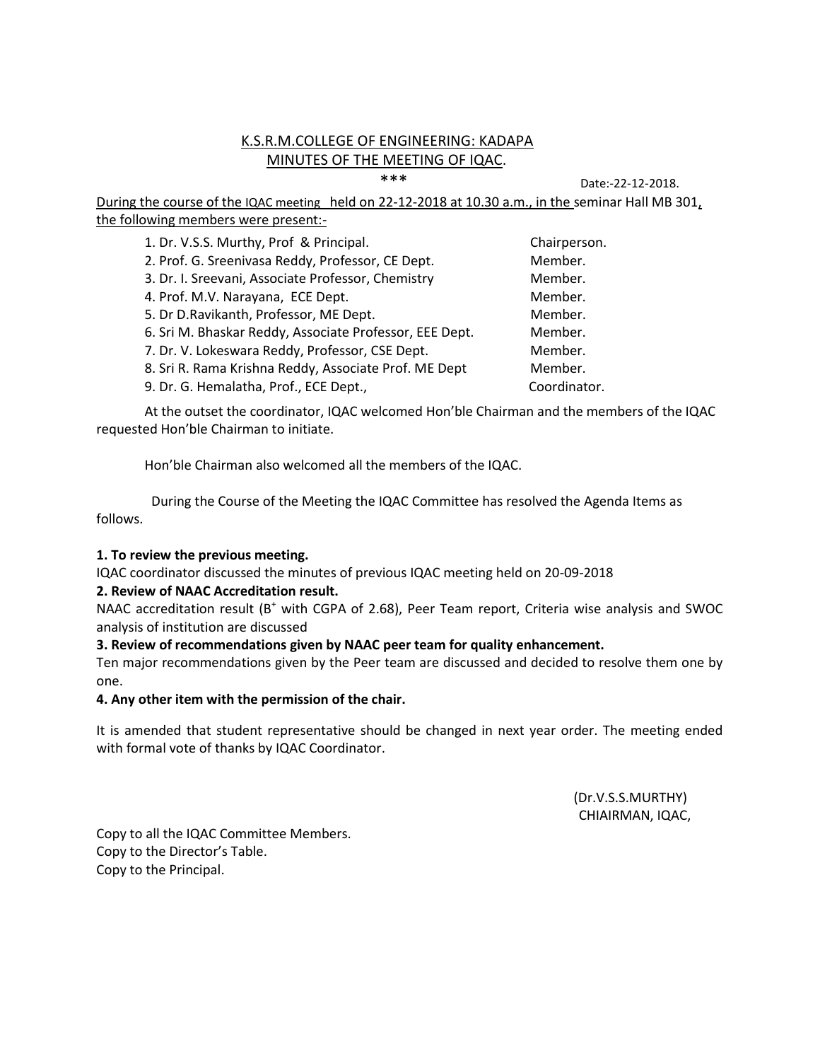K.S.R.M.COLLEGE OF ENGINEERING: KADAPA

MINUTES OF THE MEETING OF IQAC.

***

Date:-22-12-2018.

During the course of the IQAC meeting held on 22-12-2018 at 10.30 a.m., in the seminar Hall MB 301, the following members were present:-

| | |
|---|---|
| 1. Dr. V.S.S. Murthy, Prof & Principal. | Chairperson. |
| 2. Prof. G. Sreenivasa Reddy, Professor, CE Dept. | Member. |
| 3. Dr. I. Sreevani, Associate Professor, Chemistry | Member. |
| 4. Prof. M.V. Narayana, ECE Dept. | Member. |
| 5. Dr D.Ravikanth, Professor, ME Dept. | Member. |
| 6. Sri M. Bhaskar Reddy, Associate Professor, EEE Dept. | Member. |
| 7. Dr. V. Lokeswara Reddy, Professor, CSE Dept. | Member. |
| 8. Sri R. Rama Krishna Reddy, Associate Prof. ME Dept | Member. |
| 9. Dr. G. Hemalatha, Prof., ECE Dept., | Coordinator. |

At the outset the coordinator, IQAC welcomed Hon'ble Chairman and the members of the IQAC requested Hon'ble Chairman to initiate.

Hon'ble Chairman also welcomed all the members of the IQAC.

During the Course of the Meeting the IQAC Committee has resolved the Agenda Items as follows.

**1. To review the previous meeting.**

IQAC coordinator discussed the minutes of previous IQAC meeting held on 20-09-2018

**2. Review of NAAC Accreditation result.**

NAAC accreditation result ($B^+$ with CGPA of 2.68), Peer Team report, Criteria wise analysis and SWOC analysis of institution are discussed

**3. Review of recommendations given by NAAC peer team for quality enhancement.**

Ten major recommendations given by the Peer team are discussed and decided to resolve them one by one.

**4. Any other item with the permission of the chair.**

It is amended that student representative should be changed in next year order. The meeting ended with formal vote of thanks by IQAC Coordinator.

(Dr.V.S.S.MURTHY)

CHIAIRMAN, IQAC,

Copy to all the IQAC Committee Members.

Copy to the Director's Table.

Copy to the Principal.